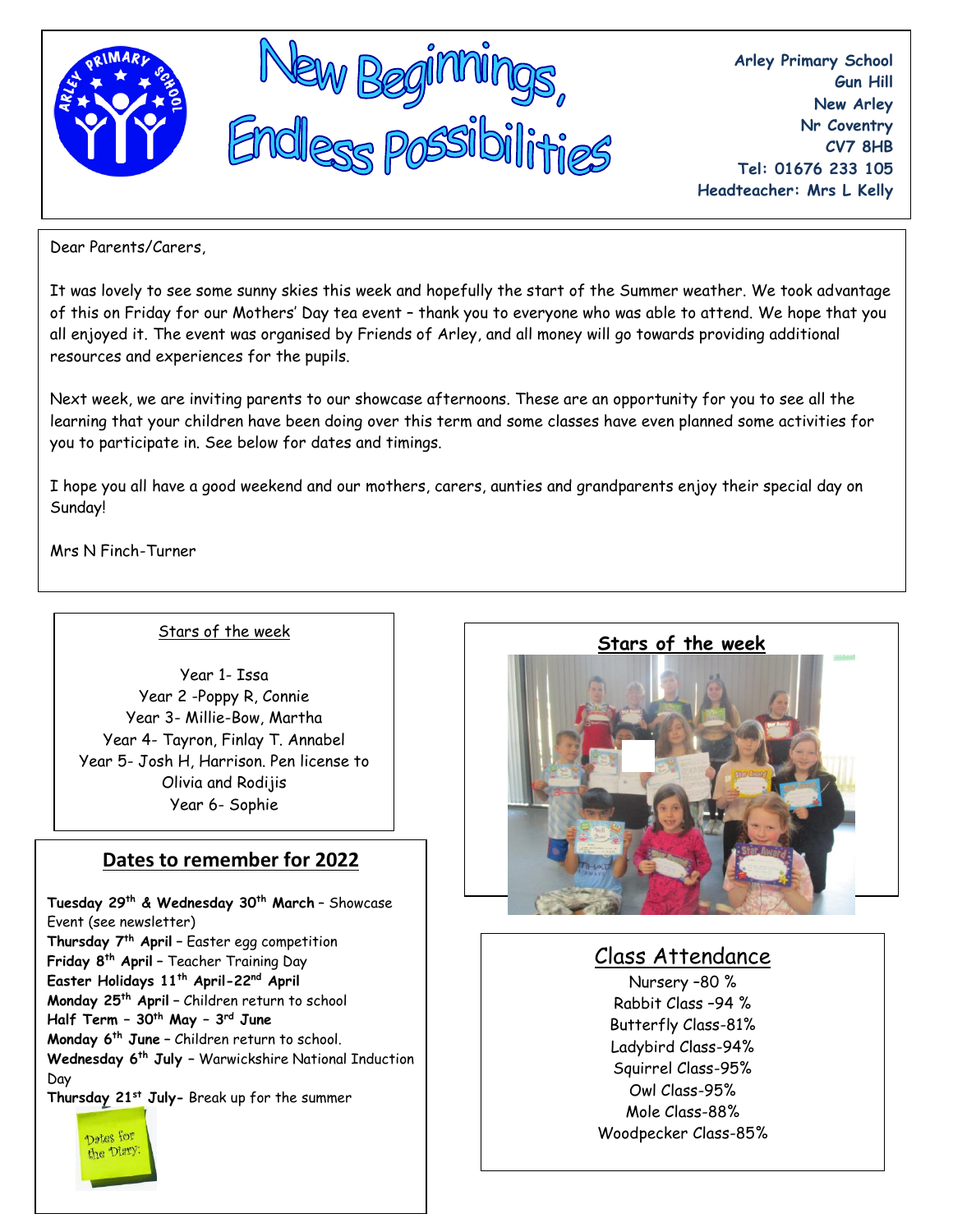New Beginnings, Endless Possibilities

**Arley Primary School**
**Gun Hill**
**New Arley**
**Nr Coventry**
**CV7 8HB**
**Tel: 01676 233 105**
**Headteacher: Mrs L Kelly**

Dear Parents/Carers,

It was lovely to see some sunny skies this week and hopefully the start of the Summer weather. We took advantage of this on Friday for our Mothers' Day tea event – thank you to everyone who was able to attend. We hope that you all enjoyed it. The event was organised by Friends of Arley, and all money will go towards providing additional resources and experiences for the pupils.

Next week, we are inviting parents to our showcase afternoons. These are an opportunity for you to see all the learning that your children have been doing over this term and some classes have even planned some activities for you to participate in. See below for dates and timings.

I hope you all have a good weekend and our mothers, carers, aunties and grandparents enjoy their special day on Sunday!

Mrs N Finch-Turner

## Stars of the week

Year 1- Issa
Year 2 -Poppy R, Connie
Year 3- Millie-Bow, Martha
Year 4- Tayron, Finlay T. Annabel
Year 5- Josh H, Harrison. Pen license to Olivia and Rodijis
Year 6- Sophie

## Dates to remember for 2022

**Tuesday 29th & Wednesday 30th March** – Showcase Event (see newsletter)
**Thursday 7th April** – Easter egg competition
**Friday 8th April** – Teacher Training Day
**Easter Holidays 11th April-22nd April**
**Monday 25th April** – Children return to school
**Half Term – 30th May – 3rd June**
**Monday 6th June** – Children return to school.
**Wednesday 6th July** – Warwickshire National Induction Day
**Thursday 21st July**- Break up for the summer

Dates for the Diary:

## Stars of the week

## Class Attendance

Nursery –80 %
Rabbit Class –94 %
Butterfly Class-81%
Ladybird Class-94%
Squirrel Class-95%
Owl Class-95%
Mole Class-88%
Woodpecker Class-85%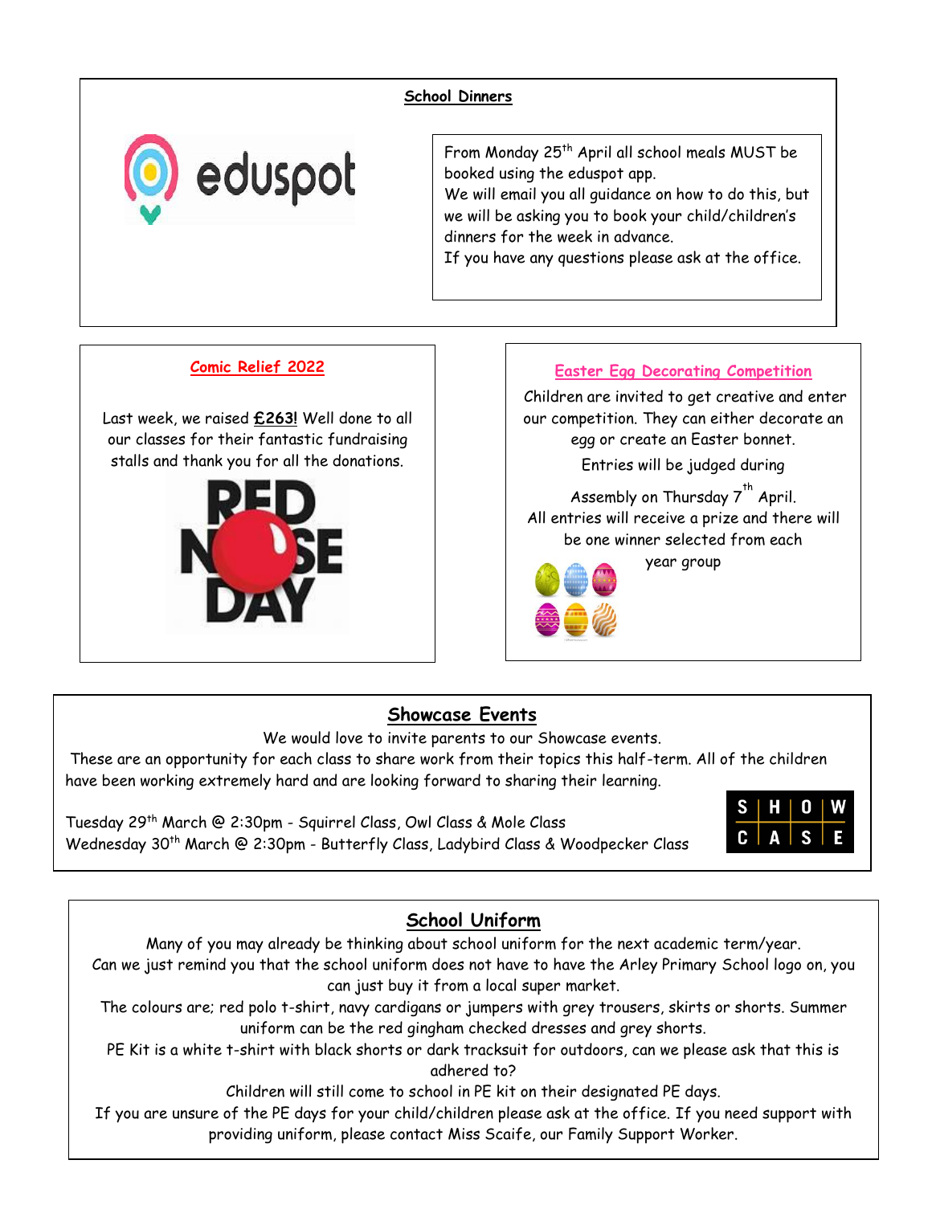## School Dinners

eduspot

From Monday 25th April all school meals MUST be booked using the eduspot app.
We will email you all guidance on how to do this, but we will be asking you to book your child/children's dinners for the week in advance.
If you have any questions please ask at the office.

## Comic Relief 2022

Last week, we raised **£263!** Well done to all our classes for their fantastic fundraising stalls and thank you for all the donations.

RED NOSE DAY

## Easter Egg Decorating Competition

Children are invited to get creative and enter our competition. They can either decorate an egg or create an Easter bonnet.

Entries will be judged during Assembly on Thursday 7th April.

All entries will receive a prize and there will be one winner selected from each year group

## Showcase Events

We would love to invite parents to our Showcase events.

These are an opportunity for each class to share work from their topics this half-term. All of the children have been working extremely hard and are looking forward to sharing their learning.

Tuesday 29th March @ 2:30pm - Squirrel Class, Owl Class & Mole Class
Wednesday 30th March @ 2:30pm - Butterfly Class, Ladybird Class & Woodpecker Class

SHOW CASE

## School Uniform

Many of you may already be thinking about school uniform for the next academic term/year.

Can we just remind you that the school uniform does not have to have the Arley Primary School logo on, you can just buy it from a local super market.

The colours are; red polo t-shirt, navy cardigans or jumpers with grey trousers, skirts or shorts. Summer uniform can be the red gingham checked dresses and grey shorts.

PE Kit is a white t-shirt with black shorts or dark tracksuit for outdoors, can we please ask that this is adhered to?

Children will still come to school in PE kit on their designated PE days.

If you are unsure of the PE days for your child/children please ask at the office. If you need support with providing uniform, please contact Miss Scaife, our Family Support Worker.